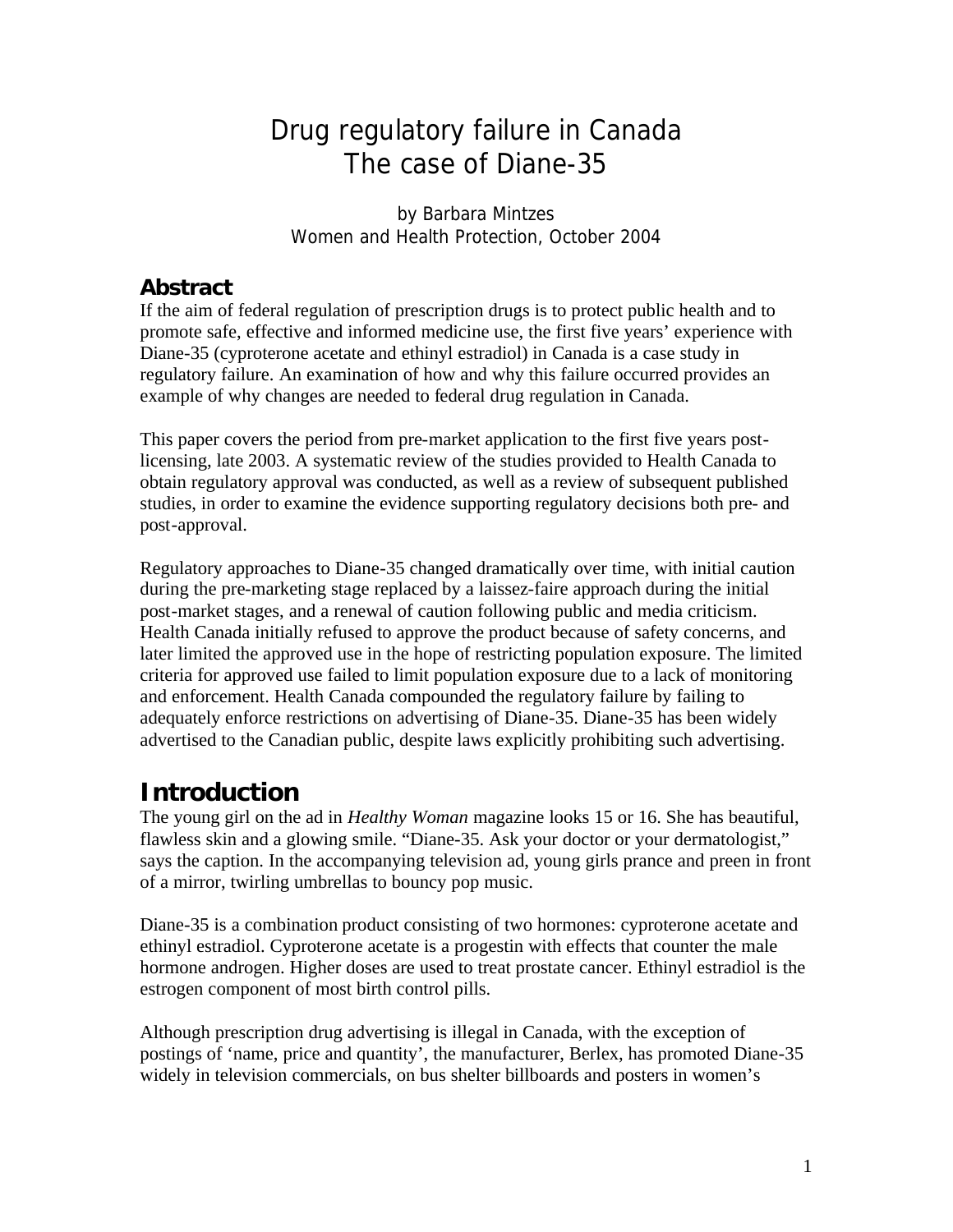# Drug regulatory failure in Canada
# The case of Diane-35

by Barbara Mintzes
Women and Health Protection, October 2004

## Abstract

If the aim of federal regulation of prescription drugs is to protect public health and to promote safe, effective and informed medicine use, the first five years' experience with Diane-35 (cyproterone acetate and ethinyl estradiol) in Canada is a case study in regulatory failure. An examination of how and why this failure occurred provides an example of why changes are needed to federal drug regulation in Canada.

This paper covers the period from pre-market application to the first five years post-licensing, late 2003. A systematic review of the studies provided to Health Canada to obtain regulatory approval was conducted, as well as a review of subsequent published studies, in order to examine the evidence supporting regulatory decisions both pre- and post-approval.

Regulatory approaches to Diane-35 changed dramatically over time, with initial caution during the pre-marketing stage replaced by a laissez-faire approach during the initial post-market stages, and a renewal of caution following public and media criticism. Health Canada initially refused to approve the product because of safety concerns, and later limited the approved use in the hope of restricting population exposure. The limited criteria for approved use failed to limit population exposure due to a lack of monitoring and enforcement. Health Canada compounded the regulatory failure by failing to adequately enforce restrictions on advertising of Diane-35. Diane-35 has been widely advertised to the Canadian public, despite laws explicitly prohibiting such advertising.

## Introduction

The young girl on the ad in *Healthy Woman* magazine looks 15 or 16. She has beautiful, flawless skin and a glowing smile. "Diane-35. Ask your doctor or your dermatologist," says the caption. In the accompanying television ad, young girls prance and preen in front of a mirror, twirling umbrellas to bouncy pop music.

Diane-35 is a combination product consisting of two hormones: cyproterone acetate and ethinyl estradiol. Cyproterone acetate is a progestin with effects that counter the male hormone androgen. Higher doses are used to treat prostate cancer. Ethinyl estradiol is the estrogen component of most birth control pills.

Although prescription drug advertising is illegal in Canada, with the exception of postings of 'name, price and quantity', the manufacturer, Berlex, has promoted Diane-35 widely in television commercials, on bus shelter billboards and posters in women's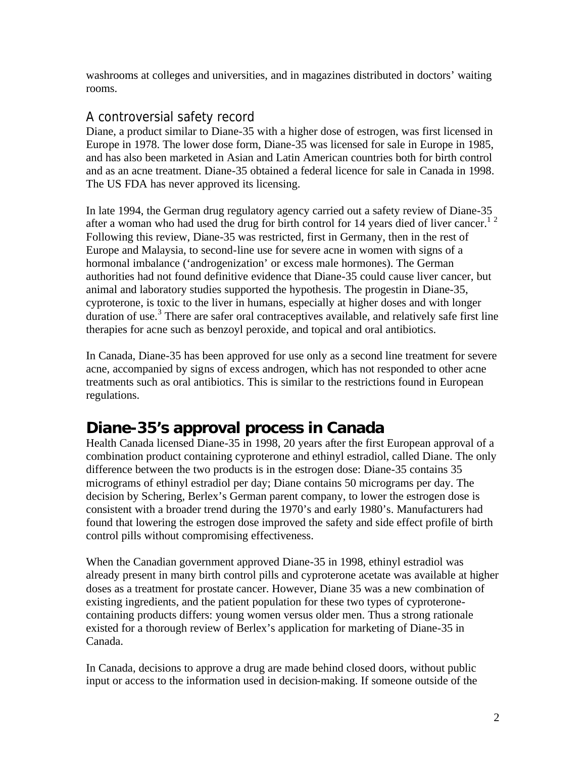washrooms at colleges and universities, and in magazines distributed in doctors' waiting rooms.

### A controversial safety record

Diane, a product similar to Diane-35 with a higher dose of estrogen, was first licensed in Europe in 1978. The lower dose form, Diane-35 was licensed for sale in Europe in 1985, and has also been marketed in Asian and Latin American countries both for birth control and as an acne treatment. Diane-35 obtained a federal licence for sale in Canada in 1998. The US FDA has never approved its licensing.

In late 1994, the German drug regulatory agency carried out a safety review of Diane-35 after a woman who had used the drug for birth control for 14 years died of liver cancer.[1 2] Following this review, Diane-35 was restricted, first in Germany, then in the rest of Europe and Malaysia, to second-line use for severe acne in women with signs of a hormonal imbalance ('androgenization' or excess male hormones). The German authorities had not found definitive evidence that Diane-35 could cause liver cancer, but animal and laboratory studies supported the hypothesis. The progestin in Diane-35, cyproterone, is toxic to the liver in humans, especially at higher doses and with longer duration of use.[3] There are safer oral contraceptives available, and relatively safe first line therapies for acne such as benzoyl peroxide, and topical and oral antibiotics.

In Canada, Diane-35 has been approved for use only as a second line treatment for severe acne, accompanied by signs of excess androgen, which has not responded to other acne treatments such as oral antibiotics. This is similar to the restrictions found in European regulations.

## Diane-35's approval process in Canada

Health Canada licensed Diane-35 in 1998, 20 years after the first European approval of a combination product containing cyproterone and ethinyl estradiol, called Diane. The only difference between the two products is in the estrogen dose: Diane-35 contains 35 micrograms of ethinyl estradiol per day; Diane contains 50 micrograms per day. The decision by Schering, Berlex's German parent company, to lower the estrogen dose is consistent with a broader trend during the 1970's and early 1980's. Manufacturers had found that lowering the estrogen dose improved the safety and side effect profile of birth control pills without compromising effectiveness.

When the Canadian government approved Diane-35 in 1998, ethinyl estradiol was already present in many birth control pills and cyproterone acetate was available at higher doses as a treatment for prostate cancer. However, Diane 35 was a new combination of existing ingredients, and the patient population for these two types of cyproterone-containing products differs: young women versus older men. Thus a strong rationale existed for a thorough review of Berlex's application for marketing of Diane-35 in Canada.

In Canada, decisions to approve a drug are made behind closed doors, without public input or access to the information used in decision-making. If someone outside of the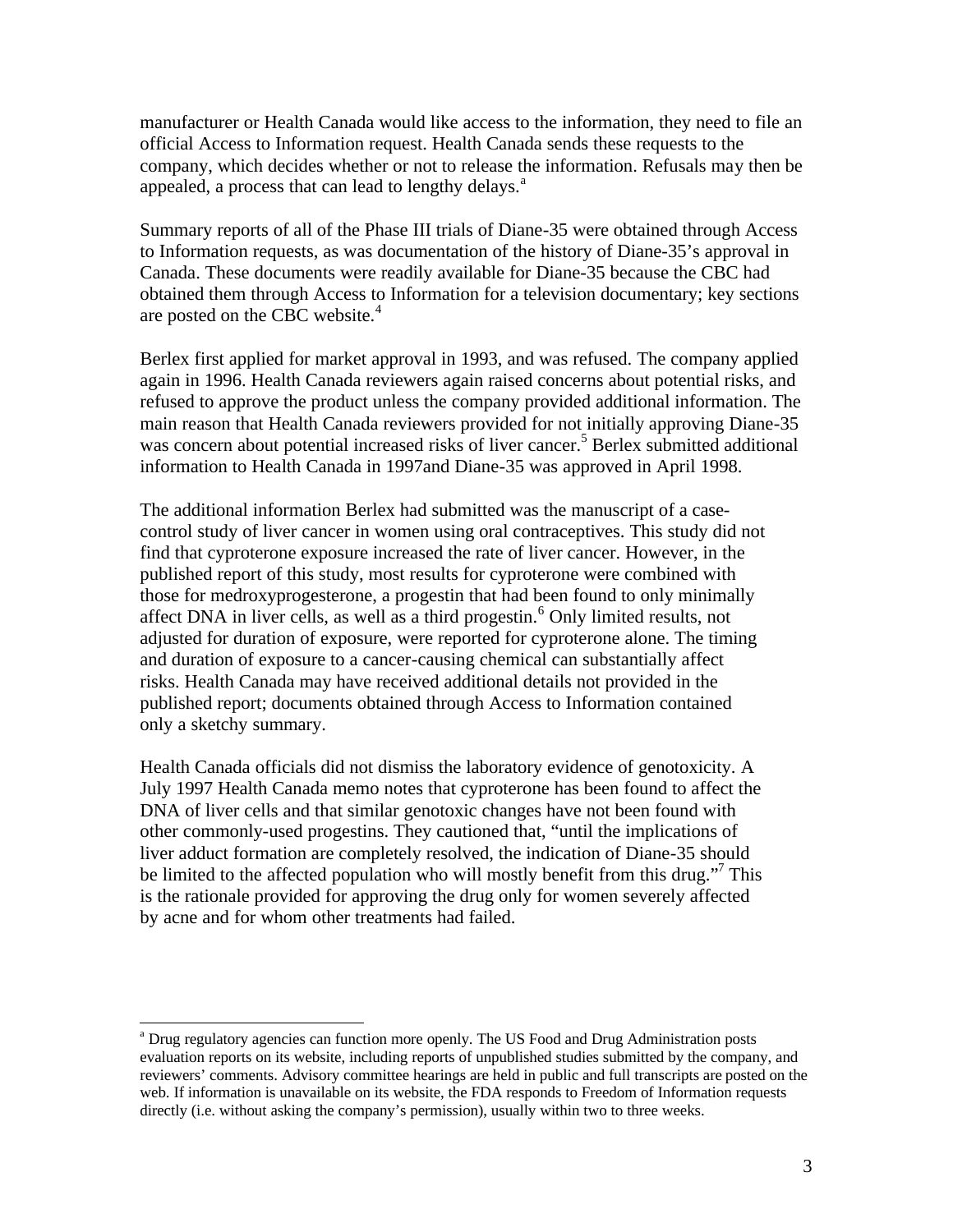manufacturer or Health Canada would like access to the information, they need to file an official Access to Information request. Health Canada sends these requests to the company, which decides whether or not to release the information. Refusals may then be appealed, a process that can lead to lengthy delays.[a]

Summary reports of all of the Phase III trials of Diane-35 were obtained through Access to Information requests, as was documentation of the history of Diane-35's approval in Canada. These documents were readily available for Diane-35 because the CBC had obtained them through Access to Information for a television documentary; key sections are posted on the CBC website.[4]

Berlex first applied for market approval in 1993, and was refused. The company applied again in 1996. Health Canada reviewers again raised concerns about potential risks, and refused to approve the product unless the company provided additional information. The main reason that Health Canada reviewers provided for not initially approving Diane-35 was concern about potential increased risks of liver cancer.[5] Berlex submitted additional information to Health Canada in 1997and Diane-35 was approved in April 1998.

The additional information Berlex had submitted was the manuscript of a case-control study of liver cancer in women using oral contraceptives. This study did not find that cyproterone exposure increased the rate of liver cancer. However, in the published report of this study, most results for cyproterone were combined with those for medroxyprogesterone, a progestin that had been found to only minimally affect DNA in liver cells, as well as a third progestin.[6] Only limited results, not adjusted for duration of exposure, were reported for cyproterone alone. The timing and duration of exposure to a cancer-causing chemical can substantially affect risks. Health Canada may have received additional details not provided in the published report; documents obtained through Access to Information contained only a sketchy summary.

Health Canada officials did not dismiss the laboratory evidence of genotoxicity. A July 1997 Health Canada memo notes that cyproterone has been found to affect the DNA of liver cells and that similar genotoxic changes have not been found with other commonly-used progestins. They cautioned that, "until the implications of liver adduct formation are completely resolved, the indication of Diane-35 should be limited to the affected population who will mostly benefit from this drug."[7] This is the rationale provided for approving the drug only for women severely affected by acne and for whom other treatments had failed.

---

[a] Drug regulatory agencies can function more openly. The US Food and Drug Administration posts evaluation reports on its website, including reports of unpublished studies submitted by the company, and reviewers' comments. Advisory committee hearings are held in public and full transcripts are posted on the web. If information is unavailable on its website, the FDA responds to Freedom of Information requests directly (i.e. without asking the company's permission), usually within two to three weeks.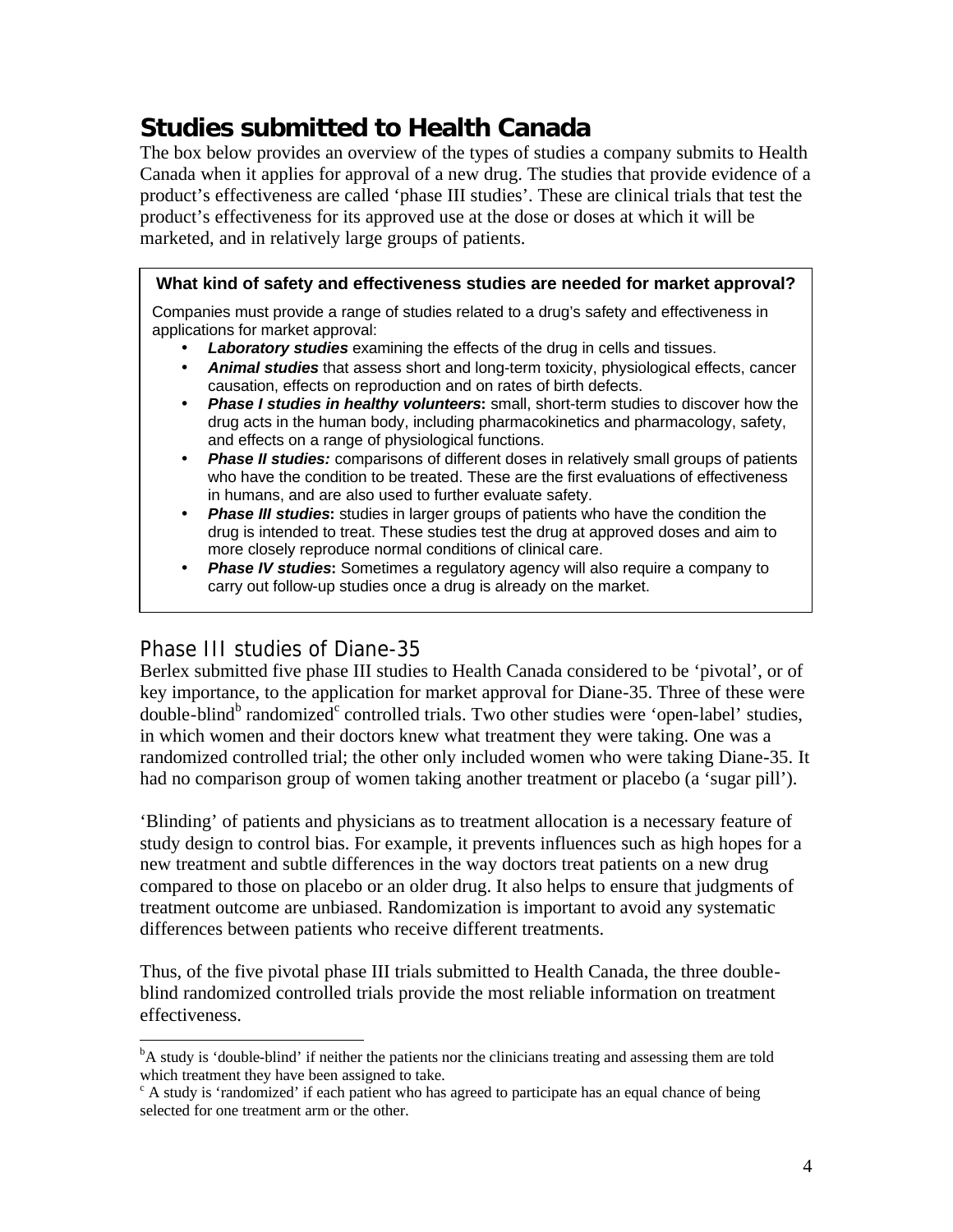## Studies submitted to Health Canada

The box below provides an overview of the types of studies a company submits to Health Canada when it applies for approval of a new drug. The studies that provide evidence of a product's effectiveness are called 'phase III studies'. These are clinical trials that test the product's effectiveness for its approved use at the dose or doses at which it will be marketed, and in relatively large groups of patients.

> **What kind of safety and effectiveness studies are needed for market approval?**
>
> Companies must provide a range of studies related to a drug's safety and effectiveness in applications for market approval:
>
> - ***Laboratory studies*** examining the effects of the drug in cells and tissues.
> - ***Animal studies*** that assess short and long-term toxicity, physiological effects, cancer causation, effects on reproduction and on rates of birth defects.
> - ***Phase I studies in healthy volunteers*:** small, short-term studies to discover how the drug acts in the human body, including pharmacokinetics and pharmacology, safety, and effects on a range of physiological functions.
> - ***Phase II studies:*** comparisons of different doses in relatively small groups of patients who have the condition to be treated. These are the first evaluations of effectiveness in humans, and are also used to further evaluate safety.
> - ***Phase III studies*:** studies in larger groups of patients who have the condition the drug is intended to treat. These studies test the drug at approved doses and aim to more closely reproduce normal conditions of clinical care.
> - ***Phase IV studies*:** Sometimes a regulatory agency will also require a company to carry out follow-up studies once a drug is already on the market.

### Phase III studies of Diane-35

Berlex submitted five phase III studies to Health Canada considered to be 'pivotal', or of key importance, to the application for market approval for Diane-35. Three of these were double-blind[b] randomized[c] controlled trials. Two other studies were 'open-label' studies, in which women and their doctors knew what treatment they were taking. One was a randomized controlled trial; the other only included women who were taking Diane-35. It had no comparison group of women taking another treatment or placebo (a 'sugar pill').

'Blinding' of patients and physicians as to treatment allocation is a necessary feature of study design to control bias. For example, it prevents influences such as high hopes for a new treatment and subtle differences in the way doctors treat patients on a new drug compared to those on placebo or an older drug. It also helps to ensure that judgments of treatment outcome are unbiased. Randomization is important to avoid any systematic differences between patients who receive different treatments.

Thus, of the five pivotal phase III trials submitted to Health Canada, the three double-blind randomized controlled trials provide the most reliable information on treatment effectiveness.

---

[b] A study is 'double-blind' if neither the patients nor the clinicians treating and assessing them are told which treatment they have been assigned to take.

[c] A study is 'randomized' if each patient who has agreed to participate has an equal chance of being selected for one treatment arm or the other.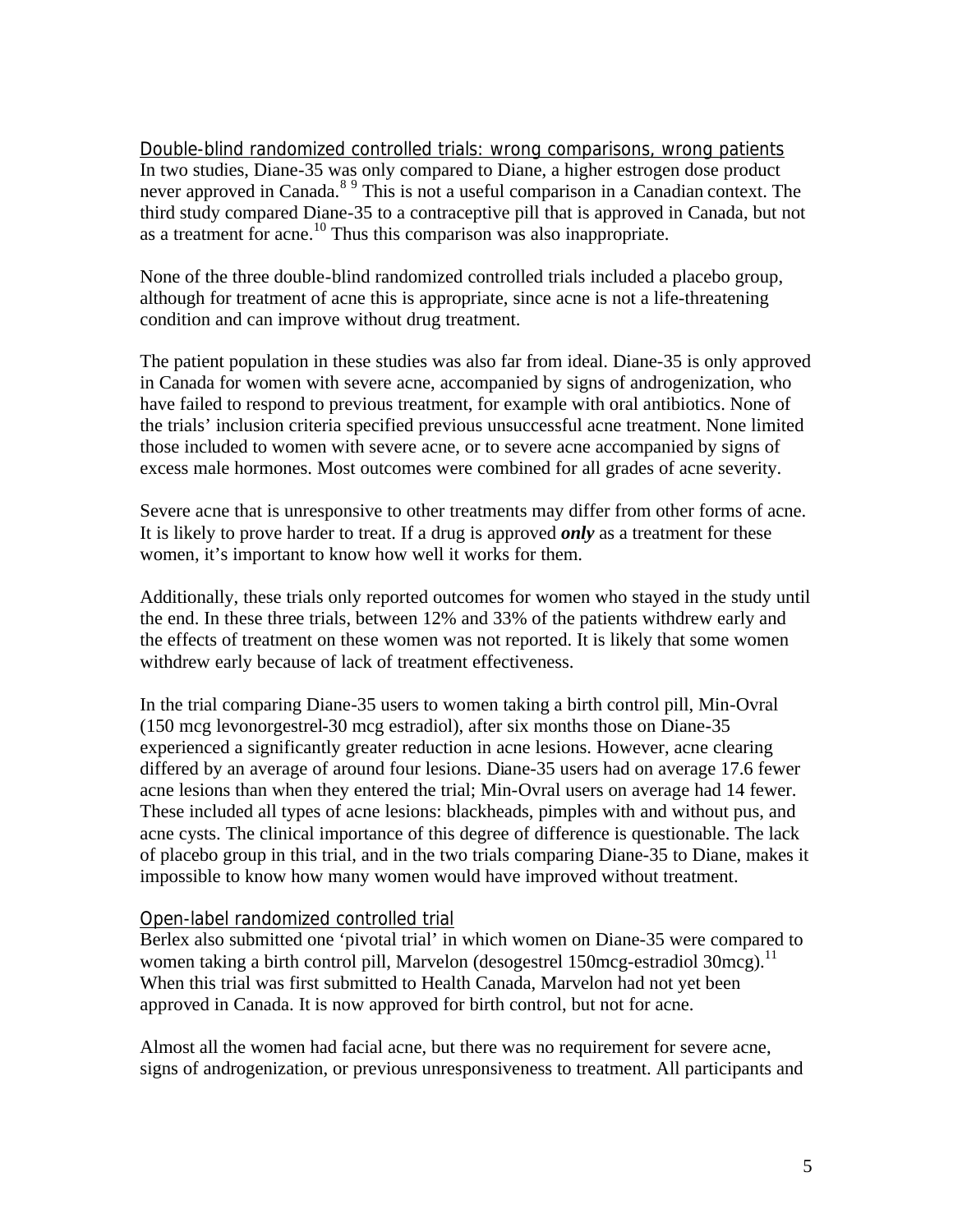## Double-blind randomized controlled trials: wrong comparisons, wrong patients

In two studies, Diane-35 was only compared to Diane, a higher estrogen dose product never approved in Canada.[8 9] This is not a useful comparison in a Canadian context. The third study compared Diane-35 to a contraceptive pill that is approved in Canada, but not as a treatment for acne.[10] Thus this comparison was also inappropriate.

None of the three double-blind randomized controlled trials included a placebo group, although for treatment of acne this is appropriate, since acne is not a life-threatening condition and can improve without drug treatment.

The patient population in these studies was also far from ideal. Diane-35 is only approved in Canada for women with severe acne, accompanied by signs of androgenization, who have failed to respond to previous treatment, for example with oral antibiotics. None of the trials' inclusion criteria specified previous unsuccessful acne treatment. None limited those included to women with severe acne, or to severe acne accompanied by signs of excess male hormones. Most outcomes were combined for all grades of acne severity.

Severe acne that is unresponsive to other treatments may differ from other forms of acne. It is likely to prove harder to treat. If a drug is approved ***only*** as a treatment for these women, it's important to know how well it works for them.

Additionally, these trials only reported outcomes for women who stayed in the study until the end. In these three trials, between 12% and 33% of the patients withdrew early and the effects of treatment on these women was not reported. It is likely that some women withdrew early because of lack of treatment effectiveness.

In the trial comparing Diane-35 users to women taking a birth control pill, Min-Ovral (150 mcg levonorgestrel-30 mcg estradiol), after six months those on Diane-35 experienced a significantly greater reduction in acne lesions. However, acne clearing differed by an average of around four lesions. Diane-35 users had on average 17.6 fewer acne lesions than when they entered the trial; Min-Ovral users on average had 14 fewer. These included all types of acne lesions: blackheads, pimples with and without pus, and acne cysts. The clinical importance of this degree of difference is questionable. The lack of placebo group in this trial, and in the two trials comparing Diane-35 to Diane, makes it impossible to know how many women would have improved without treatment.

## Open-label randomized controlled trial

Berlex also submitted one 'pivotal trial' in which women on Diane-35 were compared to women taking a birth control pill, Marvelon (desogestrel 150mcg-estradiol 30mcg).[11] When this trial was first submitted to Health Canada, Marvelon had not yet been approved in Canada. It is now approved for birth control, but not for acne.

Almost all the women had facial acne, but there was no requirement for severe acne, signs of androgenization, or previous unresponsiveness to treatment. All participants and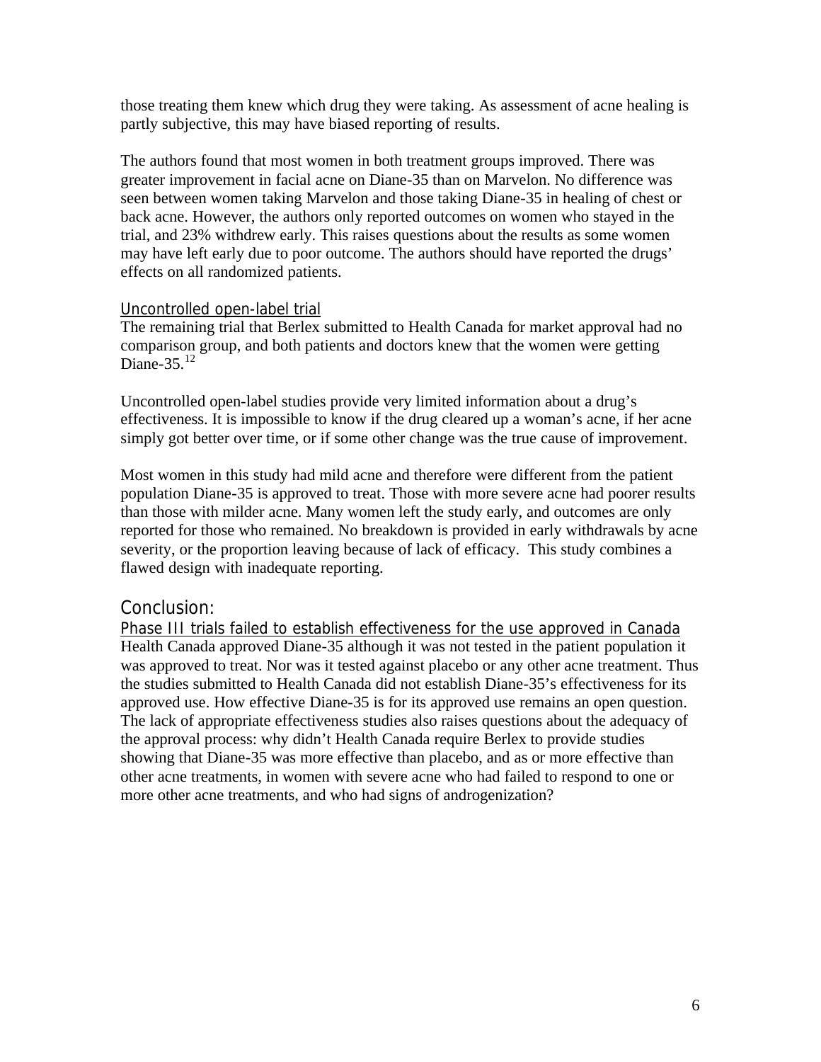those treating them knew which drug they were taking. As assessment of acne healing is partly subjective, this may have biased reporting of results.

The authors found that most women in both treatment groups improved. There was greater improvement in facial acne on Diane-35 than on Marvelon. No difference was seen between women taking Marvelon and those taking Diane-35 in healing of chest or back acne. However, the authors only reported outcomes on women who stayed in the trial, and 23% withdrew early. This raises questions about the results as some women may have left early due to poor outcome. The authors should have reported the drugs' effects on all randomized patients.

### Uncontrolled open-label trial

The remaining trial that Berlex submitted to Health Canada for market approval had no comparison group, and both patients and doctors knew that the women were getting Diane-35.[12]

Uncontrolled open-label studies provide very limited information about a drug's effectiveness. It is impossible to know if the drug cleared up a woman's acne, if her acne simply got better over time, or if some other change was the true cause of improvement.

Most women in this study had mild acne and therefore were different from the patient population Diane-35 is approved to treat. Those with more severe acne had poorer results than those with milder acne. Many women left the study early, and outcomes are only reported for those who remained. No breakdown is provided in early withdrawals by acne severity, or the proportion leaving because of lack of efficacy. This study combines a flawed design with inadequate reporting.

## Conclusion:

### Phase III trials failed to establish effectiveness for the use approved in Canada

Health Canada approved Diane-35 although it was not tested in the patient population it was approved to treat. Nor was it tested against placebo or any other acne treatment. Thus the studies submitted to Health Canada did not establish Diane-35's effectiveness for its approved use. How effective Diane-35 is for its approved use remains an open question. The lack of appropriate effectiveness studies also raises questions about the adequacy of the approval process: why didn't Health Canada require Berlex to provide studies showing that Diane-35 was more effective than placebo, and as or more effective than other acne treatments, in women with severe acne who had failed to respond to one or more other acne treatments, and who had signs of androgenization?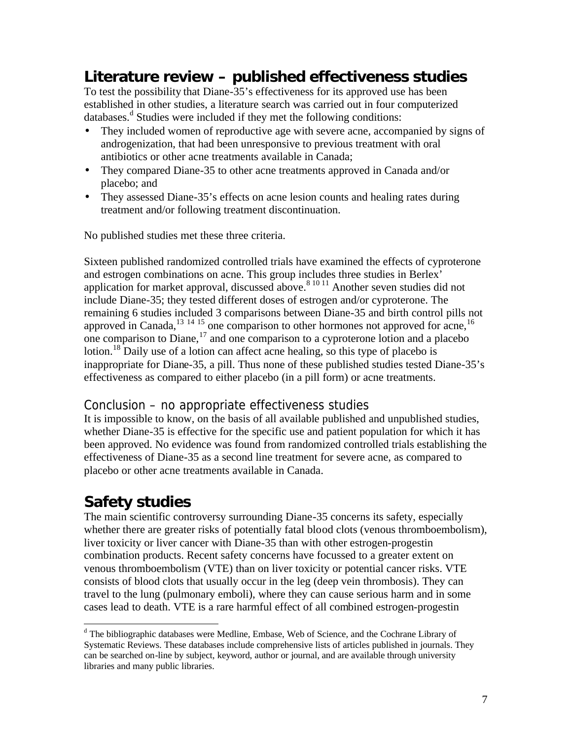## Literature review – published effectiveness studies

To test the possibility that Diane-35's effectiveness for its approved use has been established in other studies, a literature search was carried out in four computerized databases.[d] Studies were included if they met the following conditions:

- They included women of reproductive age with severe acne, accompanied by signs of androgenization, that had been unresponsive to previous treatment with oral antibiotics or other acne treatments available in Canada;
- They compared Diane-35 to other acne treatments approved in Canada and/or placebo; and
- They assessed Diane-35's effects on acne lesion counts and healing rates during treatment and/or following treatment discontinuation.

No published studies met these three criteria.

Sixteen published randomized controlled trials have examined the effects of cyproterone and estrogen combinations on acne. This group includes three studies in Berlex' application for market approval, discussed above.[8,10,11] Another seven studies did not include Diane-35; they tested different doses of estrogen and/or cyproterone. The remaining 6 studies included 3 comparisons between Diane-35 and birth control pills not approved in Canada,[13,14,15] one comparison to other hormones not approved for acne,[16] one comparison to Diane,[17] and one comparison to a cyproterone lotion and a placebo lotion.[18] Daily use of a lotion can affect acne healing, so this type of placebo is inappropriate for Diane-35, a pill. Thus none of these published studies tested Diane-35's effectiveness as compared to either placebo (in a pill form) or acne treatments.

### Conclusion – no appropriate effectiveness studies

It is impossible to know, on the basis of all available published and unpublished studies, whether Diane-35 is effective for the specific use and patient population for which it has been approved. No evidence was found from randomized controlled trials establishing the effectiveness of Diane-35 as a second line treatment for severe acne, as compared to placebo or other acne treatments available in Canada.

## Safety studies

The main scientific controversy surrounding Diane-35 concerns its safety, especially whether there are greater risks of potentially fatal blood clots (venous thromboembolism), liver toxicity or liver cancer with Diane-35 than with other estrogen-progestin combination products. Recent safety concerns have focussed to a greater extent on venous thromboembolism (VTE) than on liver toxicity or potential cancer risks. VTE consists of blood clots that usually occur in the leg (deep vein thrombosis). They can travel to the lung (pulmonary emboli), where they can cause serious harm and in some cases lead to death. VTE is a rare harmful effect of all combined estrogen-progestin

[d] The bibliographic databases were Medline, Embase, Web of Science, and the Cochrane Library of Systematic Reviews. These databases include comprehensive lists of articles published in journals. They can be searched on-line by subject, keyword, author or journal, and are available through university libraries and many public libraries.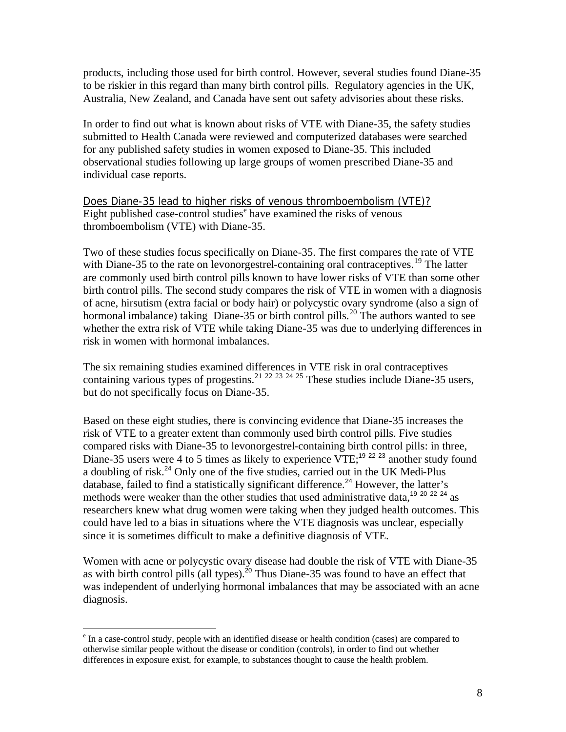products, including those used for birth control. However, several studies found Diane-35 to be riskier in this regard than many birth control pills. Regulatory agencies in the UK, Australia, New Zealand, and Canada have sent out safety advisories about these risks.

In order to find out what is known about risks of VTE with Diane-35, the safety studies submitted to Health Canada were reviewed and computerized databases were searched for any published safety studies in women exposed to Diane-35. This included observational studies following up large groups of women prescribed Diane-35 and individual case reports.

## Does Diane-35 lead to higher risks of venous thromboembolism (VTE)?

Eight published case-control studies[e] have examined the risks of venous thromboembolism (VTE) with Diane-35.

Two of these studies focus specifically on Diane-35. The first compares the rate of VTE with Diane-35 to the rate on levonorgestrel-containing oral contraceptives.[19] The latter are commonly used birth control pills known to have lower risks of VTE than some other birth control pills. The second study compares the risk of VTE in women with a diagnosis of acne, hirsutism (extra facial or body hair) or polycystic ovary syndrome (also a sign of hormonal imbalance) taking Diane-35 or birth control pills.[20] The authors wanted to see whether the extra risk of VTE while taking Diane-35 was due to underlying differences in risk in women with hormonal imbalances.

The six remaining studies examined differences in VTE risk in oral contraceptives containing various types of progestins.[21 22 23 24 25] These studies include Diane-35 users, but do not specifically focus on Diane-35.

Based on these eight studies, there is convincing evidence that Diane-35 increases the risk of VTE to a greater extent than commonly used birth control pills. Five studies compared risks with Diane-35 to levonorgestrel-containing birth control pills: in three, Diane-35 users were 4 to 5 times as likely to experience VTE;[19 22 23] another study found a doubling of risk.[24] Only one of the five studies, carried out in the UK Medi-Plus database, failed to find a statistically significant difference.[24] However, the latter's methods were weaker than the other studies that used administrative data,[19 20 22 24] as researchers knew what drug women were taking when they judged health outcomes. This could have led to a bias in situations where the VTE diagnosis was unclear, especially since it is sometimes difficult to make a definitive diagnosis of VTE.

Women with acne or polycystic ovary disease had double the risk of VTE with Diane-35 as with birth control pills (all types).[20] Thus Diane-35 was found to have an effect that was independent of underlying hormonal imbalances that may be associated with an acne diagnosis.

---

[e] In a case-control study, people with an identified disease or health condition (cases) are compared to otherwise similar people without the disease or condition (controls), in order to find out whether differences in exposure exist, for example, to substances thought to cause the health problem.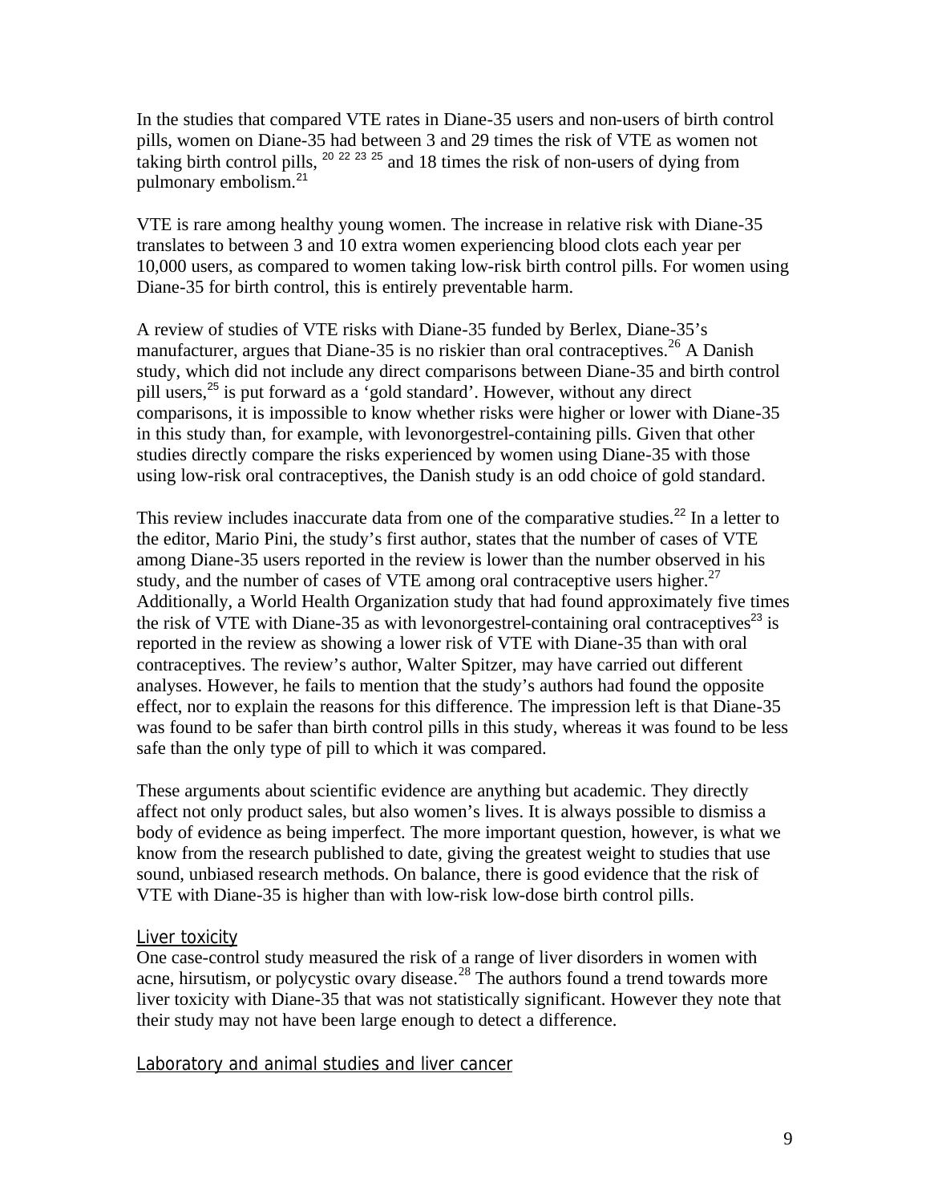In the studies that compared VTE rates in Diane-35 users and non-users of birth control pills, women on Diane-35 had between 3 and 29 times the risk of VTE as women not taking birth control pills, [20 22 23 25] and 18 times the risk of non-users of dying from pulmonary embolism.[21]

VTE is rare among healthy young women. The increase in relative risk with Diane-35 translates to between 3 and 10 extra women experiencing blood clots each year per 10,000 users, as compared to women taking low-risk birth control pills. For women using Diane-35 for birth control, this is entirely preventable harm.

A review of studies of VTE risks with Diane-35 funded by Berlex, Diane-35's manufacturer, argues that Diane-35 is no riskier than oral contraceptives.[26] A Danish study, which did not include any direct comparisons between Diane-35 and birth control pill users,[25] is put forward as a 'gold standard'. However, without any direct comparisons, it is impossible to know whether risks were higher or lower with Diane-35 in this study than, for example, with levonorgestrel-containing pills. Given that other studies directly compare the risks experienced by women using Diane-35 with those using low-risk oral contraceptives, the Danish study is an odd choice of gold standard.

This review includes inaccurate data from one of the comparative studies.[22] In a letter to the editor, Mario Pini, the study's first author, states that the number of cases of VTE among Diane-35 users reported in the review is lower than the number observed in his study, and the number of cases of VTE among oral contraceptive users higher.[27] Additionally, a World Health Organization study that had found approximately five times the risk of VTE with Diane-35 as with levonorgestrel-containing oral contraceptives[23] is reported in the review as showing a lower risk of VTE with Diane-35 than with oral contraceptives. The review's author, Walter Spitzer, may have carried out different analyses. However, he fails to mention that the study's authors had found the opposite effect, nor to explain the reasons for this difference. The impression left is that Diane-35 was found to be safer than birth control pills in this study, whereas it was found to be less safe than the only type of pill to which it was compared.

These arguments about scientific evidence are anything but academic. They directly affect not only product sales, but also women's lives. It is always possible to dismiss a body of evidence as being imperfect. The more important question, however, is what we know from the research published to date, giving the greatest weight to studies that use sound, unbiased research methods. On balance, there is good evidence that the risk of VTE with Diane-35 is higher than with low-risk low-dose birth control pills.

### Liver toxicity

One case-control study measured the risk of a range of liver disorders in women with acne, hirsutism, or polycystic ovary disease.[28] The authors found a trend towards more liver toxicity with Diane-35 that was not statistically significant. However they note that their study may not have been large enough to detect a difference.

### Laboratory and animal studies and liver cancer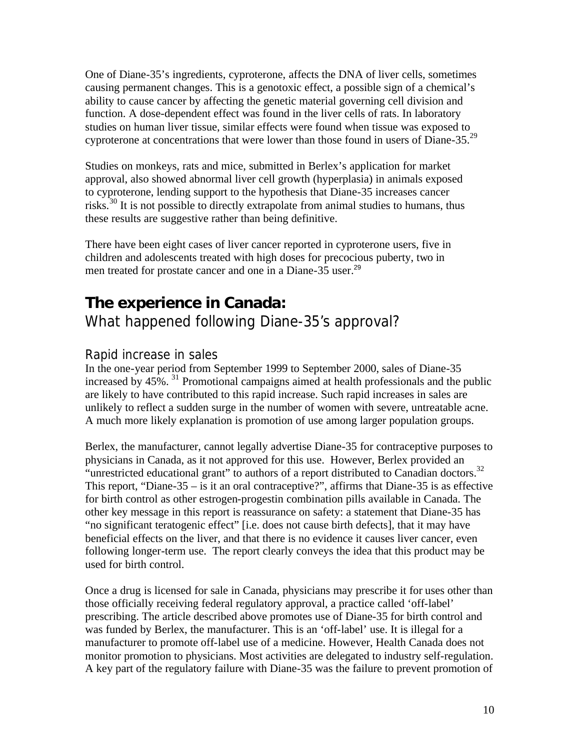One of Diane-35's ingredients, cyproterone, affects the DNA of liver cells, sometimes causing permanent changes. This is a genotoxic effect, a possible sign of a chemical's ability to cause cancer by affecting the genetic material governing cell division and function. A dose-dependent effect was found in the liver cells of rats. In laboratory studies on human liver tissue, similar effects were found when tissue was exposed to cyproterone at concentrations that were lower than those found in users of Diane-35.[29]

Studies on monkeys, rats and mice, submitted in Berlex's application for market approval, also showed abnormal liver cell growth (hyperplasia) in animals exposed to cyproterone, lending support to the hypothesis that Diane-35 increases cancer risks.[30] It is not possible to directly extrapolate from animal studies to humans, thus these results are suggestive rather than being definitive.

There have been eight cases of liver cancer reported in cyproterone users, five in children and adolescents treated with high doses for precocious puberty, two in men treated for prostate cancer and one in a Diane-35 user.[29]

## The experience in Canada:
What happened following Diane-35's approval?

### Rapid increase in sales

In the one-year period from September 1999 to September 2000, sales of Diane-35 increased by 45%. [31] Promotional campaigns aimed at health professionals and the public are likely to have contributed to this rapid increase. Such rapid increases in sales are unlikely to reflect a sudden surge in the number of women with severe, untreatable acne. A much more likely explanation is promotion of use among larger population groups.

Berlex, the manufacturer, cannot legally advertise Diane-35 for contraceptive purposes to physicians in Canada, as it not approved for this use. However, Berlex provided an "unrestricted educational grant" to authors of a report distributed to Canadian doctors.[32] This report, "Diane-35 – is it an oral contraceptive?", affirms that Diane-35 is as effective for birth control as other estrogen-progestin combination pills available in Canada. The other key message in this report is reassurance on safety: a statement that Diane-35 has "no significant teratogenic effect" [i.e. does not cause birth defects], that it may have beneficial effects on the liver, and that there is no evidence it causes liver cancer, even following longer-term use. The report clearly conveys the idea that this product may be used for birth control.

Once a drug is licensed for sale in Canada, physicians may prescribe it for uses other than those officially receiving federal regulatory approval, a practice called 'off-label' prescribing. The article described above promotes use of Diane-35 for birth control and was funded by Berlex, the manufacturer. This is an 'off-label' use. It is illegal for a manufacturer to promote off-label use of a medicine. However, Health Canada does not monitor promotion to physicians. Most activities are delegated to industry self-regulation. A key part of the regulatory failure with Diane-35 was the failure to prevent promotion of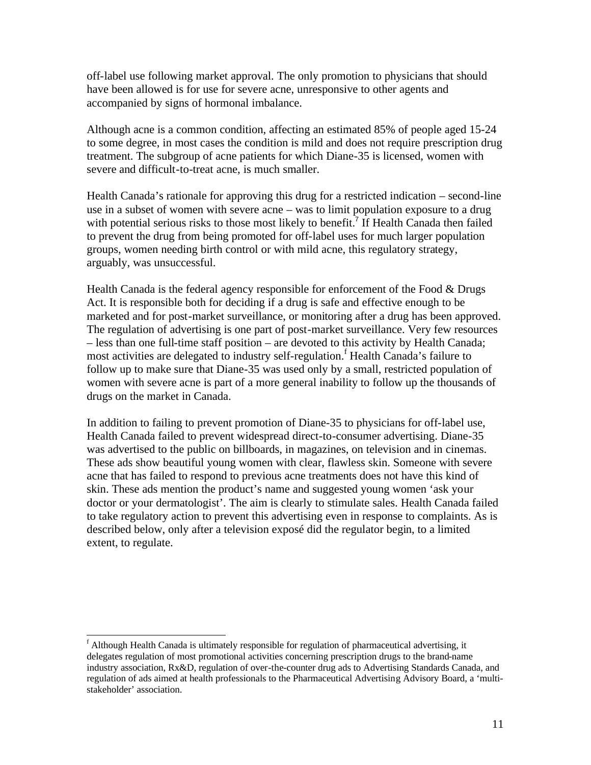off-label use following market approval. The only promotion to physicians that should have been allowed is for use for severe acne, unresponsive to other agents and accompanied by signs of hormonal imbalance.

Although acne is a common condition, affecting an estimated 85% of people aged 15-24 to some degree, in most cases the condition is mild and does not require prescription drug treatment. The subgroup of acne patients for which Diane-35 is licensed, women with severe and difficult-to-treat acne, is much smaller.

Health Canada's rationale for approving this drug for a restricted indication – second-line use in a subset of women with severe acne – was to limit population exposure to a drug with potential serious risks to those most likely to benefit.[7] If Health Canada then failed to prevent the drug from being promoted for off-label uses for much larger population groups, women needing birth control or with mild acne, this regulatory strategy, arguably, was unsuccessful.

Health Canada is the federal agency responsible for enforcement of the Food & Drugs Act. It is responsible both for deciding if a drug is safe and effective enough to be marketed and for post-market surveillance, or monitoring after a drug has been approved. The regulation of advertising is one part of post-market surveillance. Very few resources – less than one full-time staff position – are devoted to this activity by Health Canada; most activities are delegated to industry self-regulation.[f] Health Canada's failure to follow up to make sure that Diane-35 was used only by a small, restricted population of women with severe acne is part of a more general inability to follow up the thousands of drugs on the market in Canada.

In addition to failing to prevent promotion of Diane-35 to physicians for off-label use, Health Canada failed to prevent widespread direct-to-consumer advertising. Diane-35 was advertised to the public on billboards, in magazines, on television and in cinemas. These ads show beautiful young women with clear, flawless skin. Someone with severe acne that has failed to respond to previous acne treatments does not have this kind of skin. These ads mention the product's name and suggested young women 'ask your doctor or your dermatologist'. The aim is clearly to stimulate sales. Health Canada failed to take regulatory action to prevent this advertising even in response to complaints. As is described below, only after a television exposé did the regulator begin, to a limited extent, to regulate.

---

[f] Although Health Canada is ultimately responsible for regulation of pharmaceutical advertising, it delegates regulation of most promotional activities concerning prescription drugs to the brand-name industry association, Rx&D, regulation of over-the-counter drug ads to Advertising Standards Canada, and regulation of ads aimed at health professionals to the Pharmaceutical Advertising Advisory Board, a 'multi-stakeholder' association.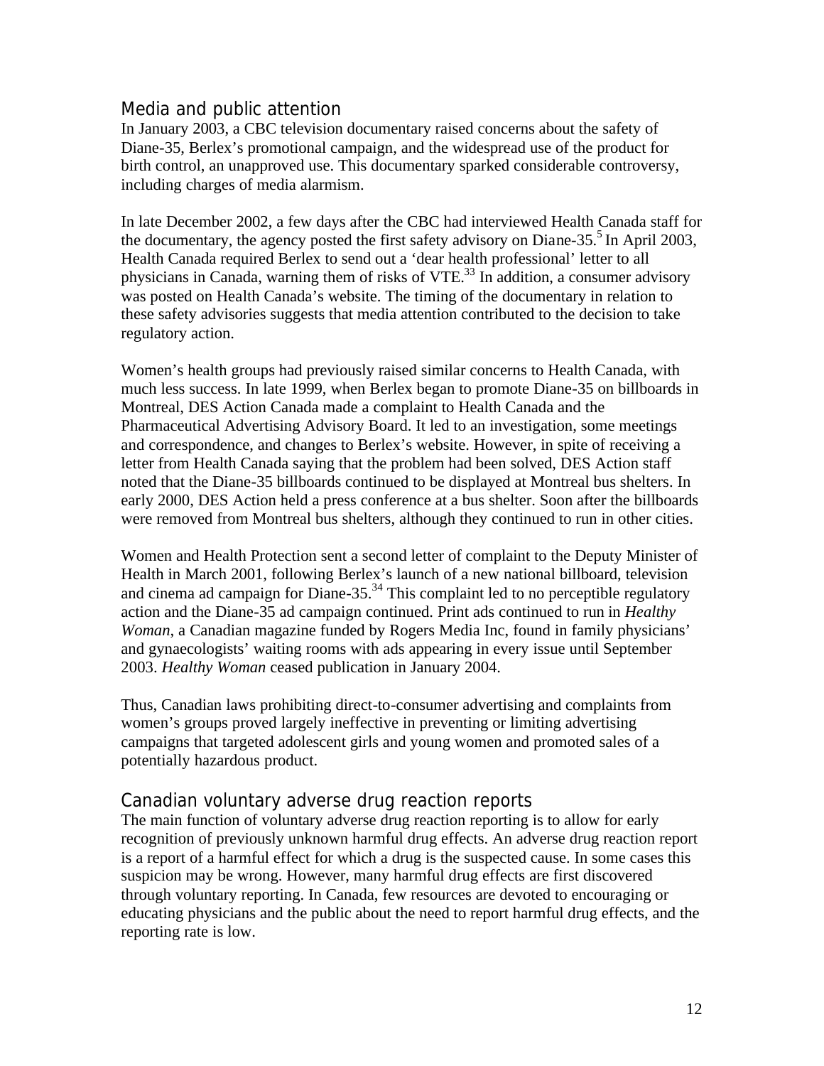## Media and public attention

In January 2003, a CBC television documentary raised concerns about the safety of Diane-35, Berlex's promotional campaign, and the widespread use of the product for birth control, an unapproved use. This documentary sparked considerable controversy, including charges of media alarmism.

In late December 2002, a few days after the CBC had interviewed Health Canada staff for the documentary, the agency posted the first safety advisory on Diane-35.[5] In April 2003, Health Canada required Berlex to send out a 'dear health professional' letter to all physicians in Canada, warning them of risks of VTE.[33] In addition, a consumer advisory was posted on Health Canada's website. The timing of the documentary in relation to these safety advisories suggests that media attention contributed to the decision to take regulatory action.

Women's health groups had previously raised similar concerns to Health Canada, with much less success. In late 1999, when Berlex began to promote Diane-35 on billboards in Montreal, DES Action Canada made a complaint to Health Canada and the Pharmaceutical Advertising Advisory Board. It led to an investigation, some meetings and correspondence, and changes to Berlex's website. However, in spite of receiving a letter from Health Canada saying that the problem had been solved, DES Action staff noted that the Diane-35 billboards continued to be displayed at Montreal bus shelters. In early 2000, DES Action held a press conference at a bus shelter. Soon after the billboards were removed from Montreal bus shelters, although they continued to run in other cities.

Women and Health Protection sent a second letter of complaint to the Deputy Minister of Health in March 2001, following Berlex's launch of a new national billboard, television and cinema ad campaign for Diane-35.[34] This complaint led to no perceptible regulatory action and the Diane-35 ad campaign continued. Print ads continued to run in *Healthy Woman*, a Canadian magazine funded by Rogers Media Inc, found in family physicians' and gynaecologists' waiting rooms with ads appearing in every issue until September 2003. *Healthy Woman* ceased publication in January 2004.

Thus, Canadian laws prohibiting direct-to-consumer advertising and complaints from women's groups proved largely ineffective in preventing or limiting advertising campaigns that targeted adolescent girls and young women and promoted sales of a potentially hazardous product.

## Canadian voluntary adverse drug reaction reports

The main function of voluntary adverse drug reaction reporting is to allow for early recognition of previously unknown harmful drug effects. An adverse drug reaction report is a report of a harmful effect for which a drug is the suspected cause. In some cases this suspicion may be wrong. However, many harmful drug effects are first discovered through voluntary reporting. In Canada, few resources are devoted to encouraging or educating physicians and the public about the need to report harmful drug effects, and the reporting rate is low.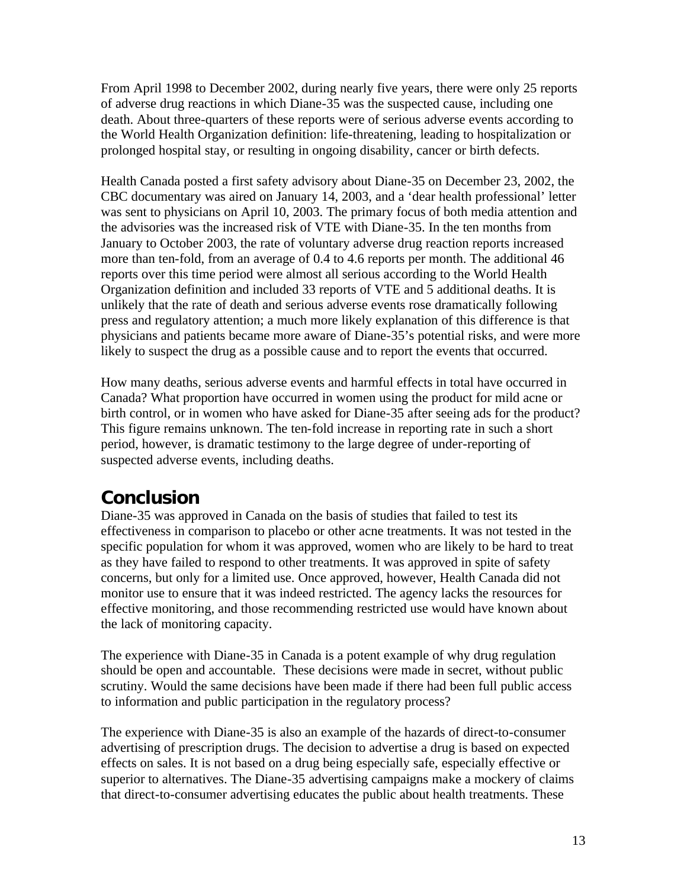From April 1998 to December 2002, during nearly five years, there were only 25 reports of adverse drug reactions in which Diane-35 was the suspected cause, including one death. About three-quarters of these reports were of serious adverse events according to the World Health Organization definition: life-threatening, leading to hospitalization or prolonged hospital stay, or resulting in ongoing disability, cancer or birth defects.

Health Canada posted a first safety advisory about Diane-35 on December 23, 2002, the CBC documentary was aired on January 14, 2003, and a 'dear health professional' letter was sent to physicians on April 10, 2003. The primary focus of both media attention and the advisories was the increased risk of VTE with Diane-35. In the ten months from January to October 2003, the rate of voluntary adverse drug reaction reports increased more than ten-fold, from an average of 0.4 to 4.6 reports per month. The additional 46 reports over this time period were almost all serious according to the World Health Organization definition and included 33 reports of VTE and 5 additional deaths. It is unlikely that the rate of death and serious adverse events rose dramatically following press and regulatory attention; a much more likely explanation of this difference is that physicians and patients became more aware of Diane-35's potential risks, and were more likely to suspect the drug as a possible cause and to report the events that occurred.

How many deaths, serious adverse events and harmful effects in total have occurred in Canada? What proportion have occurred in women using the product for mild acne or birth control, or in women who have asked for Diane-35 after seeing ads for the product? This figure remains unknown. The ten-fold increase in reporting rate in such a short period, however, is dramatic testimony to the large degree of under-reporting of suspected adverse events, including deaths.

## Conclusion

Diane-35 was approved in Canada on the basis of studies that failed to test its effectiveness in comparison to placebo or other acne treatments. It was not tested in the specific population for whom it was approved, women who are likely to be hard to treat as they have failed to respond to other treatments. It was approved in spite of safety concerns, but only for a limited use. Once approved, however, Health Canada did not monitor use to ensure that it was indeed restricted. The agency lacks the resources for effective monitoring, and those recommending restricted use would have known about the lack of monitoring capacity.

The experience with Diane-35 in Canada is a potent example of why drug regulation should be open and accountable. These decisions were made in secret, without public scrutiny. Would the same decisions have been made if there had been full public access to information and public participation in the regulatory process?

The experience with Diane-35 is also an example of the hazards of direct-to-consumer advertising of prescription drugs. The decision to advertise a drug is based on expected effects on sales. It is not based on a drug being especially safe, especially effective or superior to alternatives. The Diane-35 advertising campaigns make a mockery of claims that direct-to-consumer advertising educates the public about health treatments. These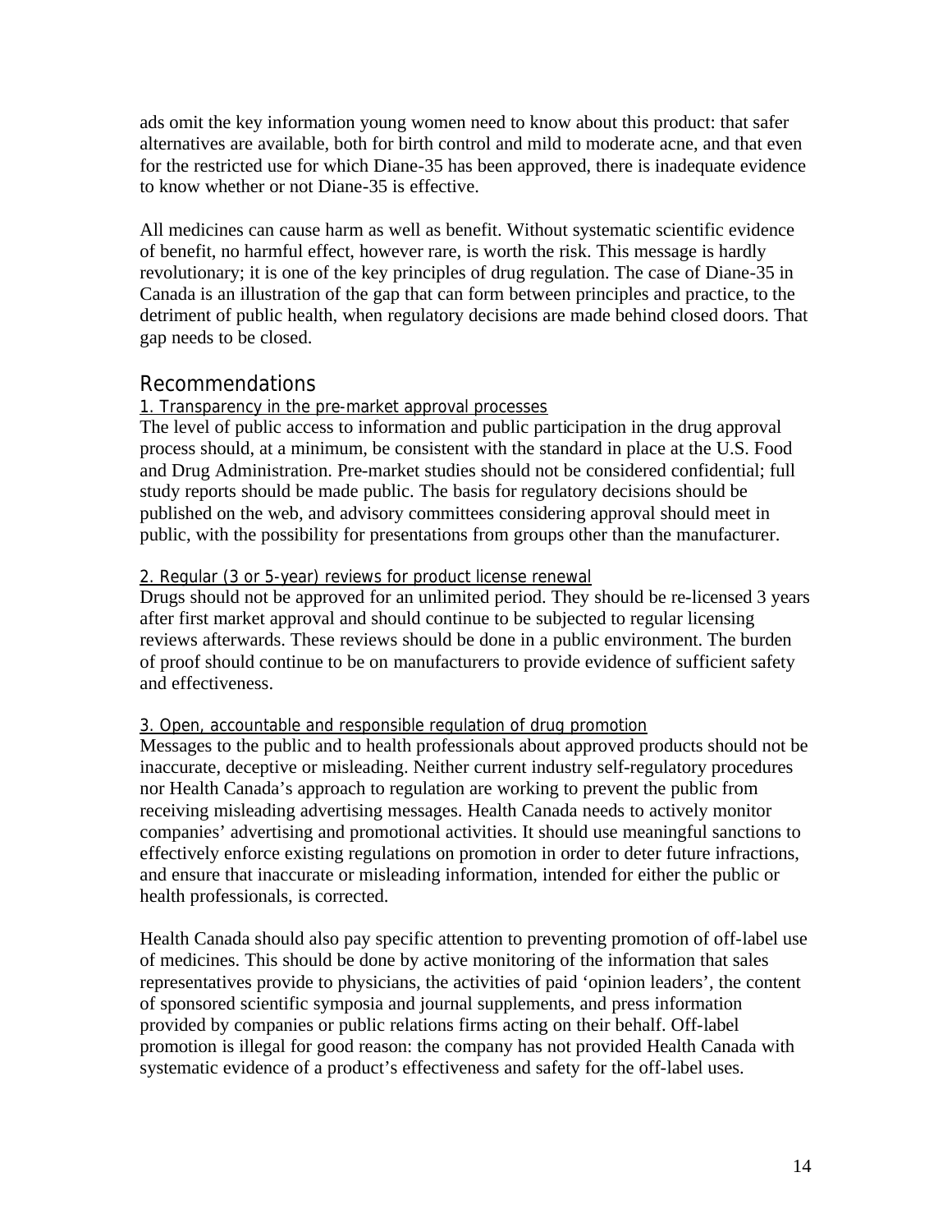ads omit the key information young women need to know about this product: that safer alternatives are available, both for birth control and mild to moderate acne, and that even for the restricted use for which Diane-35 has been approved, there is inadequate evidence to know whether or not Diane-35 is effective.

All medicines can cause harm as well as benefit. Without systematic scientific evidence of benefit, no harmful effect, however rare, is worth the risk. This message is hardly revolutionary; it is one of the key principles of drug regulation. The case of Diane-35 in Canada is an illustration of the gap that can form between principles and practice, to the detriment of public health, when regulatory decisions are made behind closed doors. That gap needs to be closed.

## Recommendations

### 1. Transparency in the pre-market approval processes

The level of public access to information and public participation in the drug approval process should, at a minimum, be consistent with the standard in place at the U.S. Food and Drug Administration. Pre-market studies should not be considered confidential; full study reports should be made public. The basis for regulatory decisions should be published on the web, and advisory committees considering approval should meet in public, with the possibility for presentations from groups other than the manufacturer.

### 2. Regular (3 or 5-year) reviews for product license renewal

Drugs should not be approved for an unlimited period. They should be re-licensed 3 years after first market approval and should continue to be subjected to regular licensing reviews afterwards. These reviews should be done in a public environment. The burden of proof should continue to be on manufacturers to provide evidence of sufficient safety and effectiveness.

### 3. Open, accountable and responsible regulation of drug promotion

Messages to the public and to health professionals about approved products should not be inaccurate, deceptive or misleading. Neither current industry self-regulatory procedures nor Health Canada's approach to regulation are working to prevent the public from receiving misleading advertising messages. Health Canada needs to actively monitor companies' advertising and promotional activities. It should use meaningful sanctions to effectively enforce existing regulations on promotion in order to deter future infractions, and ensure that inaccurate or misleading information, intended for either the public or health professionals, is corrected.

Health Canada should also pay specific attention to preventing promotion of off-label use of medicines. This should be done by active monitoring of the information that sales representatives provide to physicians, the activities of paid 'opinion leaders', the content of sponsored scientific symposia and journal supplements, and press information provided by companies or public relations firms acting on their behalf. Off-label promotion is illegal for good reason: the company has not provided Health Canada with systematic evidence of a product's effectiveness and safety for the off-label uses.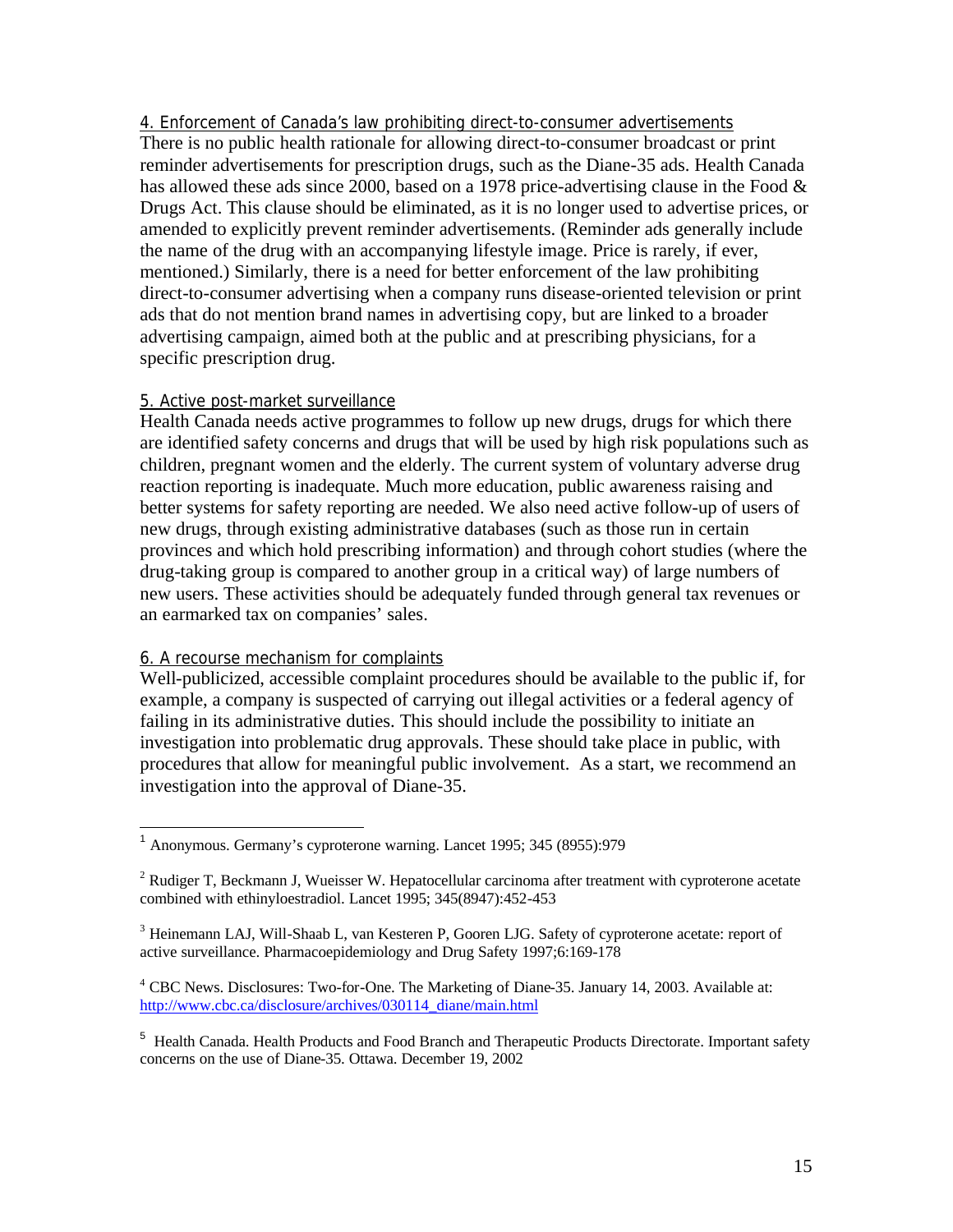4. Enforcement of Canada's law prohibiting direct-to-consumer advertisements

There is no public health rationale for allowing direct-to-consumer broadcast or print reminder advertisements for prescription drugs, such as the Diane-35 ads. Health Canada has allowed these ads since 2000, based on a 1978 price-advertising clause in the Food & Drugs Act. This clause should be eliminated, as it is no longer used to advertise prices, or amended to explicitly prevent reminder advertisements. (Reminder ads generally include the name of the drug with an accompanying lifestyle image. Price is rarely, if ever, mentioned.) Similarly, there is a need for better enforcement of the law prohibiting direct-to-consumer advertising when a company runs disease-oriented television or print ads that do not mention brand names in advertising copy, but are linked to a broader advertising campaign, aimed both at the public and at prescribing physicians, for a specific prescription drug.

5. Active post-market surveillance

Health Canada needs active programmes to follow up new drugs, drugs for which there are identified safety concerns and drugs that will be used by high risk populations such as children, pregnant women and the elderly. The current system of voluntary adverse drug reaction reporting is inadequate. Much more education, public awareness raising and better systems for safety reporting are needed. We also need active follow-up of users of new drugs, through existing administrative databases (such as those run in certain provinces and which hold prescribing information) and through cohort studies (where the drug-taking group is compared to another group in a critical way) of large numbers of new users. These activities should be adequately funded through general tax revenues or an earmarked tax on companies' sales.

6. A recourse mechanism for complaints

Well-publicized, accessible complaint procedures should be available to the public if, for example, a company is suspected of carrying out illegal activities or a federal agency of failing in its administrative duties. This should include the possibility to initiate an investigation into problematic drug approvals. These should take place in public, with procedures that allow for meaningful public involvement. As a start, we recommend an investigation into the approval of Diane-35.

---

[1] Anonymous. Germany's cyproterone warning. Lancet 1995; 345 (8955):979

[2] Rudiger T, Beckmann J, Wueisser W. Hepatocellular carcinoma after treatment with cyproterone acetate combined with ethinyloestradiol. Lancet 1995; 345(8947):452-453

[3] Heinemann LAJ, Will-Shaab L, van Kesteren P, Gooren LJG. Safety of cyproterone acetate: report of active surveillance. Pharmacoepidemiology and Drug Safety 1997;6:169-178

[4] CBC News. Disclosures: Two-for-One. The Marketing of Diane-35. January 14, 2003. Available at: http://www.cbc.ca/disclosure/archives/030114_diane/main.html

[5] Health Canada. Health Products and Food Branch and Therapeutic Products Directorate. Important safety concerns on the use of Diane-35. Ottawa. December 19, 2002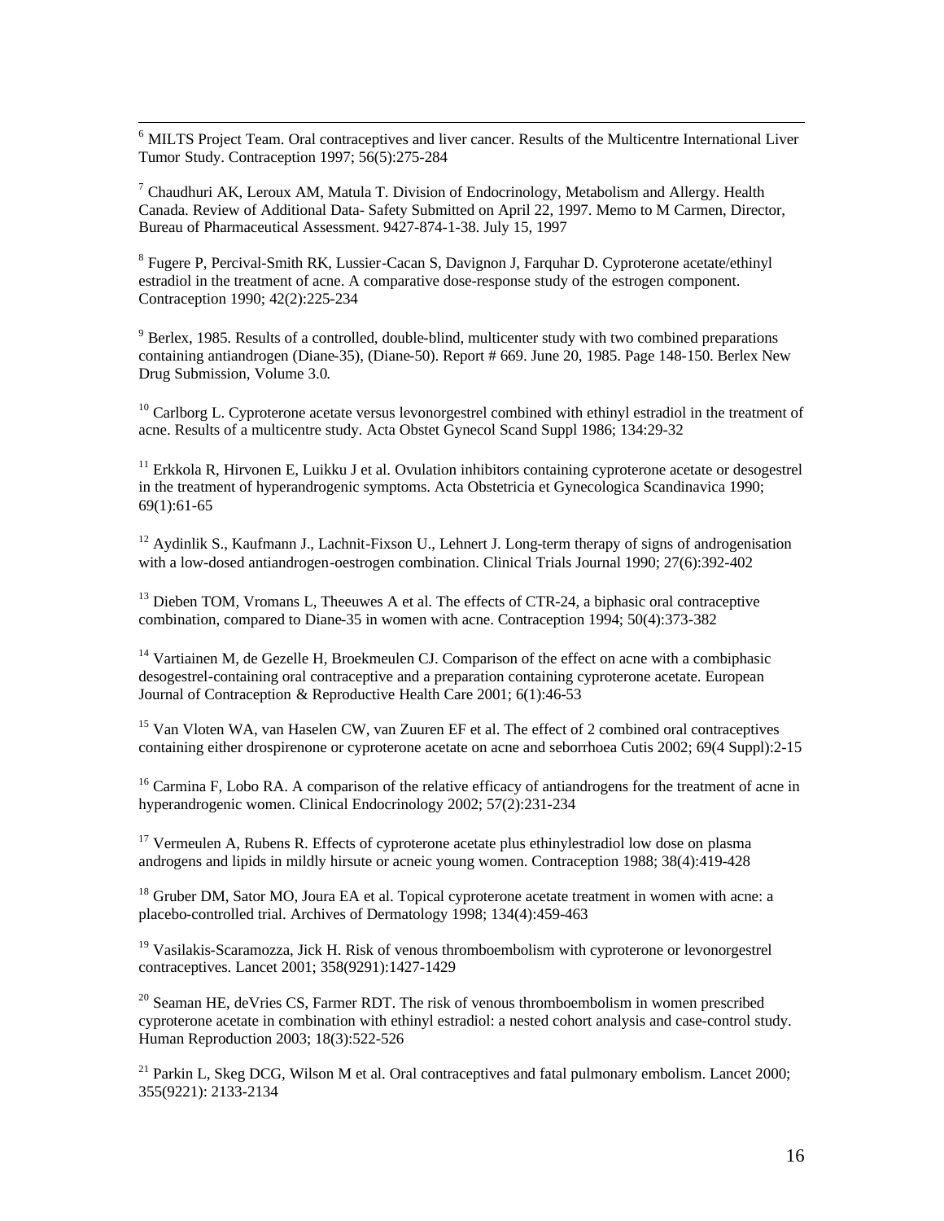[6] MILTS Project Team. Oral contraceptives and liver cancer. Results of the Multicentre International Liver Tumor Study. Contraception 1997; 56(5):275-284

[7] Chaudhuri AK, Leroux AM, Matula T. Division of Endocrinology, Metabolism and Allergy. Health Canada. Review of Additional Data- Safety Submitted on April 22, 1997. Memo to M Carmen, Director, Bureau of Pharmaceutical Assessment. 9427-874-1-38. July 15, 1997

[8] Fugere P, Percival-Smith RK, Lussier-Cacan S, Davignon J, Farquhar D. Cyproterone acetate/ethinyl estradiol in the treatment of acne. A comparative dose-response study of the estrogen component. Contraception 1990; 42(2):225-234

[9] Berlex, 1985. Results of a controlled, double-blind, multicenter study with two combined preparations containing antiandrogen (Diane-35), (Diane-50). Report # 669. June 20, 1985. Page 148-150. Berlex New Drug Submission, Volume 3.0.

[10] Carlborg L. Cyproterone acetate versus levonorgestrel combined with ethinyl estradiol in the treatment of acne. Results of a multicentre study. Acta Obstet Gynecol Scand Suppl 1986; 134:29-32

[11] Erkkola R, Hirvonen E, Luikku J et al. Ovulation inhibitors containing cyproterone acetate or desogestrel in the treatment of hyperandrogenic symptoms. Acta Obstetricia et Gynecologica Scandinavica 1990; 69(1):61-65

[12] Aydinlik S., Kaufmann J., Lachnit-Fixson U., Lehnert J. Long-term therapy of signs of androgenisation with a low-dosed antiandrogen-oestrogen combination. Clinical Trials Journal 1990; 27(6):392-402

[13] Dieben TOM, Vromans L, Theeuwes A et al. The effects of CTR-24, a biphasic oral contraceptive combination, compared to Diane-35 in women with acne. Contraception 1994; 50(4):373-382

[14] Vartiainen M, de Gezelle H, Broekmeulen CJ. Comparison of the effect on acne with a combiphasic desogestrel-containing oral contraceptive and a preparation containing cyproterone acetate. European Journal of Contraception & Reproductive Health Care 2001; 6(1):46-53

[15] Van Vloten WA, van Haselen CW, van Zuuren EF et al. The effect of 2 combined oral contraceptives containing either drospirenone or cyproterone acetate on acne and seborrhoea Cutis 2002; 69(4 Suppl):2-15

[16] Carmina F, Lobo RA. A comparison of the relative efficacy of antiandrogens for the treatment of acne in hyperandrogenic women. Clinical Endocrinology 2002; 57(2):231-234

[17] Vermeulen A, Rubens R. Effects of cyproterone acetate plus ethinylestradiol low dose on plasma androgens and lipids in mildly hirsute or acneic young women. Contraception 1988; 38(4):419-428

[18] Gruber DM, Sator MO, Joura EA et al. Topical cyproterone acetate treatment in women with acne: a placebo-controlled trial. Archives of Dermatology 1998; 134(4):459-463

[19] Vasilakis-Scaramozza, Jick H. Risk of venous thromboembolism with cyproterone or levonorgestrel contraceptives. Lancet 2001; 358(9291):1427-1429

[20] Seaman HE, deVries CS, Farmer RDT. The risk of venous thromboembolism in women prescribed cyproterone acetate in combination with ethinyl estradiol: a nested cohort analysis and case-control study. Human Reproduction 2003; 18(3):522-526

[21] Parkin L, Skeg DCG, Wilson M et al. Oral contraceptives and fatal pulmonary embolism. Lancet 2000; 355(9221): 2133-2134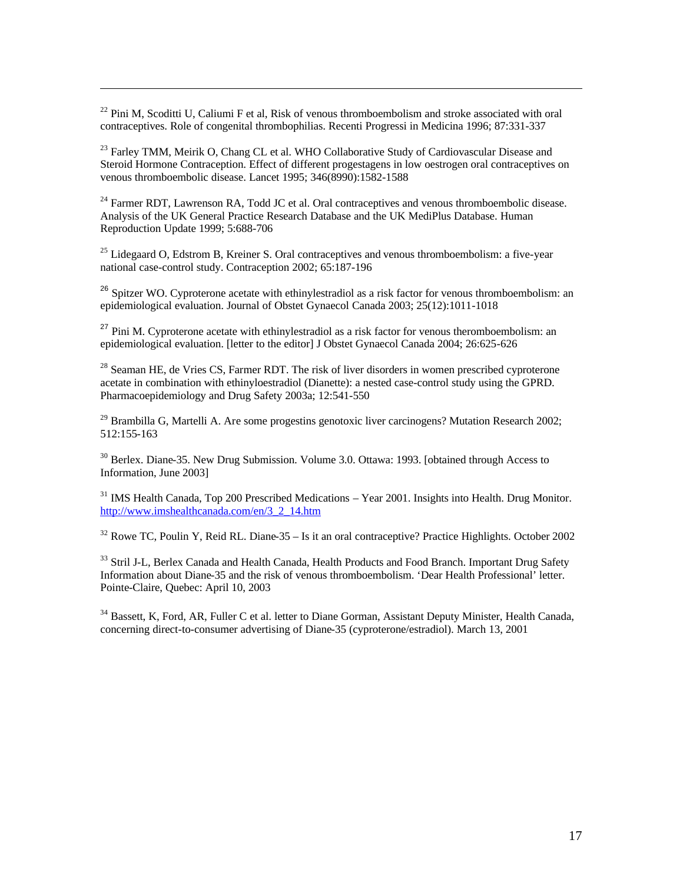[22] Pini M, Scoditti U, Caliumi F et al, Risk of venous thromboembolism and stroke associated with oral contraceptives. Role of congenital thrombophilias. Recenti Progressi in Medicina 1996; 87:331-337

[23] Farley TMM, Meirik O, Chang CL et al. WHO Collaborative Study of Cardiovascular Disease and Steroid Hormone Contraception. Effect of different progestagens in low oestrogen oral contraceptives on venous thromboembolic disease. Lancet 1995; 346(8990):1582-1588

[24] Farmer RDT, Lawrenson RA, Todd JC et al. Oral contraceptives and venous thromboembolic disease. Analysis of the UK General Practice Research Database and the UK MediPlus Database. Human Reproduction Update 1999; 5:688-706

[25] Lidegaard O, Edstrom B, Kreiner S. Oral contraceptives and venous thromboembolism: a five-year national case-control study. Contraception 2002; 65:187-196

[26] Spitzer WO. Cyproterone acetate with ethinylestradiol as a risk factor for venous thromboembolism: an epidemiological evaluation. Journal of Obstet Gynaecol Canada 2003; 25(12):1011-1018

[27] Pini M. Cyproterone acetate with ethinylestradiol as a risk factor for venous theromboembolism: an epidemiological evaluation. [letter to the editor] J Obstet Gynaecol Canada 2004; 26:625-626

[28] Seaman HE, de Vries CS, Farmer RDT. The risk of liver disorders in women prescribed cyproterone acetate in combination with ethinyloestradiol (Dianette): a nested case-control study using the GPRD. Pharmacoepidemiology and Drug Safety 2003a; 12:541-550

[29] Brambilla G, Martelli A. Are some progestins genotoxic liver carcinogens? Mutation Research 2002; 512:155-163

[30] Berlex. Diane-35. New Drug Submission. Volume 3.0. Ottawa: 1993. [obtained through Access to Information, June 2003]

[31] IMS Health Canada, Top 200 Prescribed Medications – Year 2001. Insights into Health. Drug Monitor. http://www.imshealthcanada.com/en/3_2_14.htm

[32] Rowe TC, Poulin Y, Reid RL. Diane-35 – Is it an oral contraceptive? Practice Highlights. October 2002

[33] Stril J-L, Berlex Canada and Health Canada, Health Products and Food Branch. Important Drug Safety Information about Diane-35 and the risk of venous thromboembolism. 'Dear Health Professional' letter. Pointe-Claire, Quebec: April 10, 2003

[34] Bassett, K, Ford, AR, Fuller C et al. letter to Diane Gorman, Assistant Deputy Minister, Health Canada, concerning direct-to-consumer advertising of Diane-35 (cyproterone/estradiol). March 13, 2001